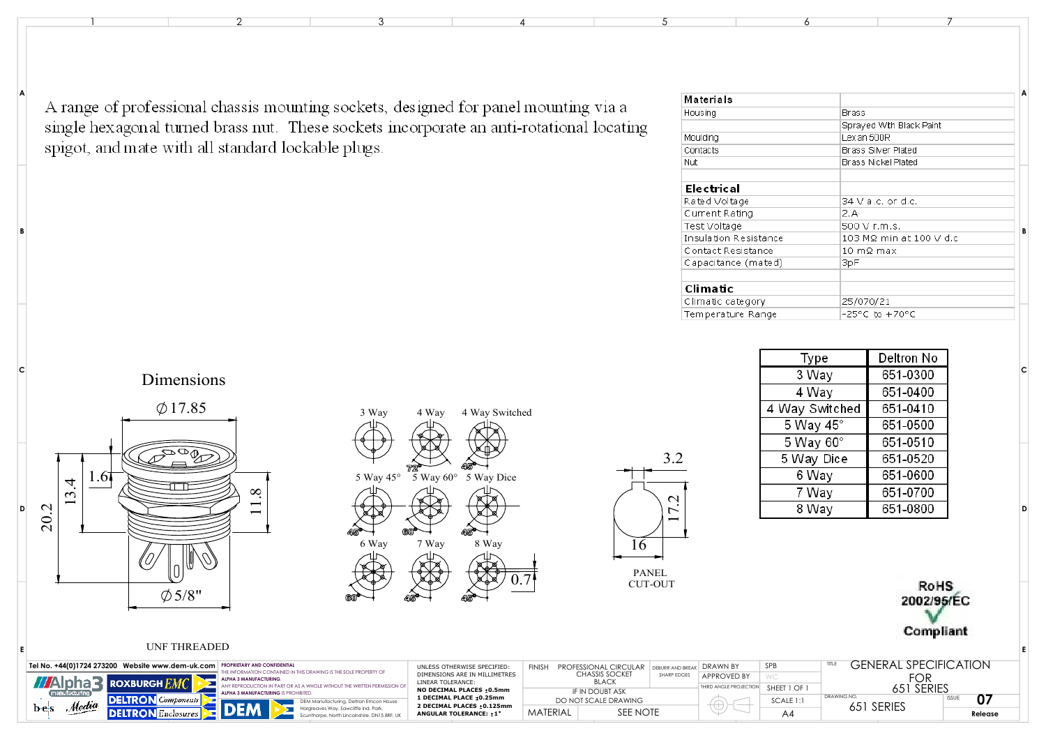A range of professional chassis mounting sockets, designed for panel mounting via a single hexagonal turned brass nut. These sockets incorporate an anti-rotational locating spigot, and mate with all standard lockable plugs.

| Materials | |
|---|---|
| Housing | Brass |
| | Sprayed With Black Paint |
| Moulding | Lexan 500R |
| Contacts | Brass Silver Plated |
| Nut | Brass Nickel Plated |
| | |
| **Electrical** | |
| Rated Voltage | 34 V a.c. or d.c. |
| Current Rating | 2 A |
| Test Voltage | 500 V r.m.s. |
| Insulation Resistance | 103 MΩ min at 100 V d.c |
| Contact Resistance | 10 mΩ max |
| Capacitance (mated) | 3pF |
| | |
| **Climatic** | |
| Climatic category | 25/070/21 |
| Temperature Range | -25°C to +70°C |

## Dimensions

Ø17.85

1.6

13.4

20.2

11.8

Ø5/8"

UNF THREADED

3 Way | 4 Way | 4 Way Switched

72° | 45°

5 Way 45° | 5 Way 60° | 5 Way Dice

45° | 60° | 45°

6 Way | 7 Way | 8 Way

60° | 45° | 45°

0.7

3.2

17.2

16

PANEL CUT-OUT

| Type | Deltron No |
|---|---|
| 3 Way | 651-0300 |
| 4 Way | 651-0400 |
| 4 Way Switched | 651-0410 |
| 5 Way 45° | 651-0500 |
| 5 Way 60° | 651-0510 |
| 5 Way Dice | 651-0520 |
| 6 Way | 651-0600 |
| 7 Way | 651-0700 |
| 8 Way | 651-0800 |

RoHS 2002/95/EC Compliant

Tel No. +44(0)1724 273200 Website www.dem-uk.com

PROPRIETARY AND CONFIDENTIAL
THE INFORMATION CONTAINED IN THIS DRAWING IS THE SOLE PROPERTY OF ALPHA 3 MANUFACTURING. ANY REPRODUCTION IN PART OR AS A WHOLE WITHOUT THE WRITTEN PERMISSION OF ALPHA 3 MANUFACTURING IS PROHIBITED.

DEM Manufacturing, Deltron Emcon House Hargreaves Way, Sawcliffe Ind. Park, Scunthorpe, North Lincolnshire, DN15 8RF, UK

UNLESS OTHERWISE SPECIFIED:
DIMENSIONS ARE IN MILLIMETRES
LINEAR TOLERANCE:
NO DECIMAL PLACES ±0.5mm
1 DECIMAL PLACE ±0.25mm
2 DECIMAL PLACES ±0.125mm
ANGULAR TOLERANCE: ±1°

FINISH: PROFESSIONAL CIRCULAR CHASSIS SOCKET BLACK

DEBURR AND BREAK SHARP EDGES

IF IN DOUBT ASK
DO NOT SCALE DRAWING

MATERIAL: SEE NOTE

DRAWN BY: SPB
APPROVED BY: WC
THIRD ANGLE PROJECTION
SHEET 1 OF 1
SCALE 1:1
A4

TITLE: GENERAL SPECIFICATION FOR 651 SERIES

DRAWING NO. 651 SERIES

ISSUE 07

Release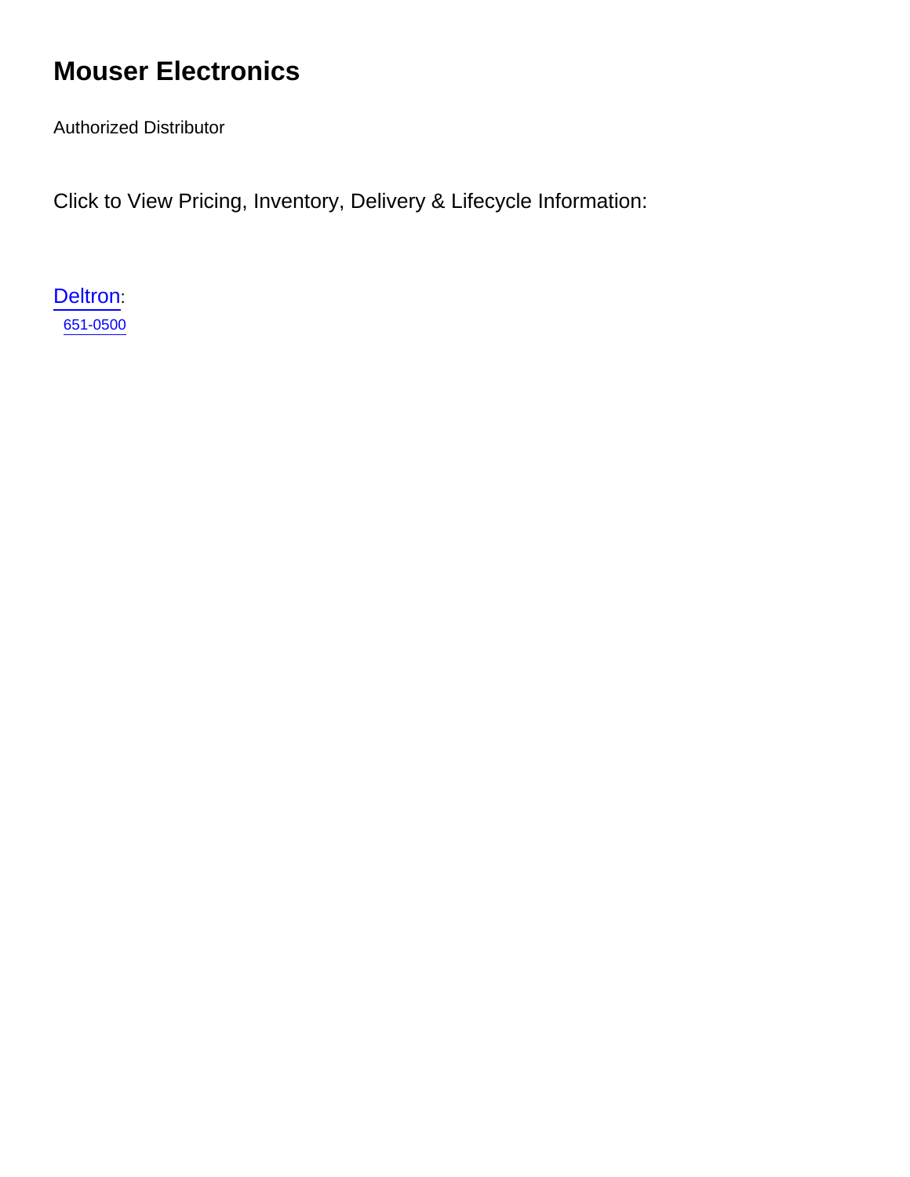# Mouser Electronics

Authorized Distributor

Click to View Pricing, Inventory, Delivery & Lifecycle Information:

Deltron:

651-0500